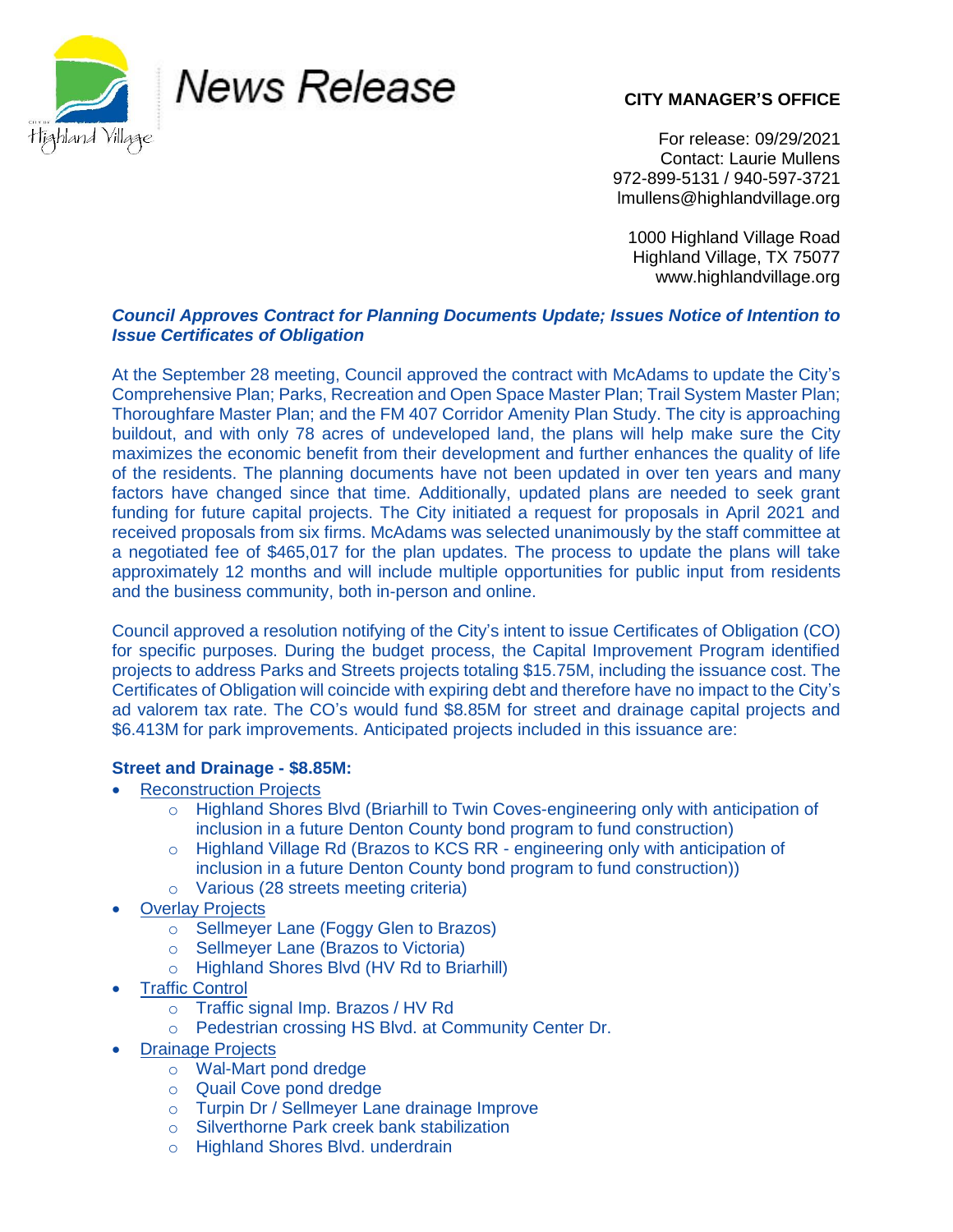# News Release

**CITY MANAGER'S OFFICE**

For release: 09/29/2021
Contact: Laurie Mullens
972-899-5131 / 940-597-3721
lmullens@highlandvillage.org

1000 Highland Village Road
Highland Village, TX 75077
www.highlandvillage.org

## *Council Approves Contract for Planning Documents Update; Issues Notice of Intention to Issue Certificates of Obligation*

At the September 28 meeting, Council approved the contract with McAdams to update the City's Comprehensive Plan; Parks, Recreation and Open Space Master Plan; Trail System Master Plan; Thoroughfare Master Plan; and the FM 407 Corridor Amenity Plan Study. The city is approaching buildout, and with only 78 acres of undeveloped land, the plans will help make sure the City maximizes the economic benefit from their development and further enhances the quality of life of the residents. The planning documents have not been updated in over ten years and many factors have changed since that time. Additionally, updated plans are needed to seek grant funding for future capital projects. The City initiated a request for proposals in April 2021 and received proposals from six firms. McAdams was selected unanimously by the staff committee at a negotiated fee of $465,017 for the plan updates. The process to update the plans will take approximately 12 months and will include multiple opportunities for public input from residents and the business community, both in-person and online.

Council approved a resolution notifying of the City's intent to issue Certificates of Obligation (CO) for specific purposes. During the budget process, the Capital Improvement Program identified projects to address Parks and Streets projects totaling $15.75M, including the issuance cost. The Certificates of Obligation will coincide with expiring debt and therefore have no impact to the City's ad valorem tax rate. The CO's would fund $8.85M for street and drainage capital projects and $6.413M for park improvements. Anticipated projects included in this issuance are:

**Street and Drainage - $8.85M:**

- Reconstruction Projects
  - Highland Shores Blvd (Briarhill to Twin Coves-engineering only with anticipation of inclusion in a future Denton County bond program to fund construction)
  - Highland Village Rd (Brazos to KCS RR - engineering only with anticipation of inclusion in a future Denton County bond program to fund construction))
  - Various (28 streets meeting criteria)
- Overlay Projects
  - Sellmeyer Lane (Foggy Glen to Brazos)
  - Sellmeyer Lane (Brazos to Victoria)
  - Highland Shores Blvd (HV Rd to Briarhill)
- Traffic Control
  - Traffic signal Imp. Brazos / HV Rd
  - Pedestrian crossing HS Blvd. at Community Center Dr.
- Drainage Projects
  - Wal-Mart pond dredge
  - Quail Cove pond dredge
  - Turpin Dr / Sellmeyer Lane drainage Improve
  - Silverthorne Park creek bank stabilization
  - Highland Shores Blvd. underdrain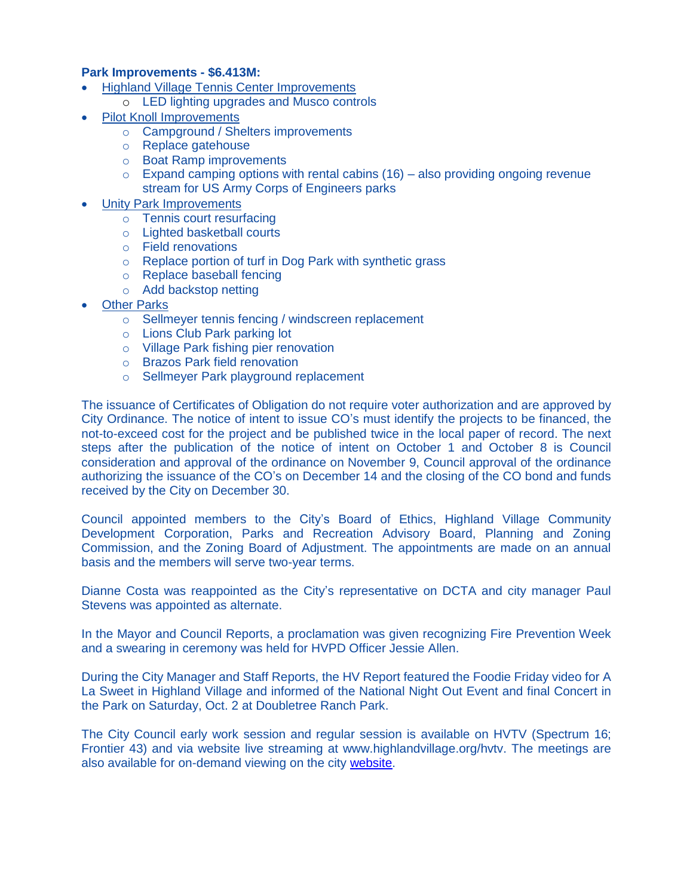**Park Improvements - $6.413M:**

- Highland Village Tennis Center Improvements
  - LED lighting upgrades and Musco controls
- Pilot Knoll Improvements
  - Campground / Shelters improvements
  - Replace gatehouse
  - Boat Ramp improvements
  - Expand camping options with rental cabins (16) – also providing ongoing revenue stream for US Army Corps of Engineers parks
- Unity Park Improvements
  - Tennis court resurfacing
  - Lighted basketball courts
  - Field renovations
  - Replace portion of turf in Dog Park with synthetic grass
  - Replace baseball fencing
  - Add backstop netting
- Other Parks
  - Sellmeyer tennis fencing / windscreen replacement
  - Lions Club Park parking lot
  - Village Park fishing pier renovation
  - Brazos Park field renovation
  - Sellmeyer Park playground replacement

The issuance of Certificates of Obligation do not require voter authorization and are approved by City Ordinance. The notice of intent to issue CO's must identify the projects to be financed, the not-to-exceed cost for the project and be published twice in the local paper of record. The next steps after the publication of the notice of intent on October 1 and October 8 is Council consideration and approval of the ordinance on November 9, Council approval of the ordinance authorizing the issuance of the CO's on December 14 and the closing of the CO bond and funds received by the City on December 30.

Council appointed members to the City's Board of Ethics, Highland Village Community Development Corporation, Parks and Recreation Advisory Board, Planning and Zoning Commission, and the Zoning Board of Adjustment. The appointments are made on an annual basis and the members will serve two-year terms.

Dianne Costa was reappointed as the City's representative on DCTA and city manager Paul Stevens was appointed as alternate.

In the Mayor and Council Reports, a proclamation was given recognizing Fire Prevention Week and a swearing in ceremony was held for HVPD Officer Jessie Allen.

During the City Manager and Staff Reports, the HV Report featured the Foodie Friday video for A La Sweet in Highland Village and informed of the National Night Out Event and final Concert in the Park on Saturday, Oct. 2 at Doubletree Ranch Park.

The City Council early work session and regular session is available on HVTV (Spectrum 16; Frontier 43) and via website live streaming at www.highlandvillage.org/hvtv. The meetings are also available for on-demand viewing on the city website.